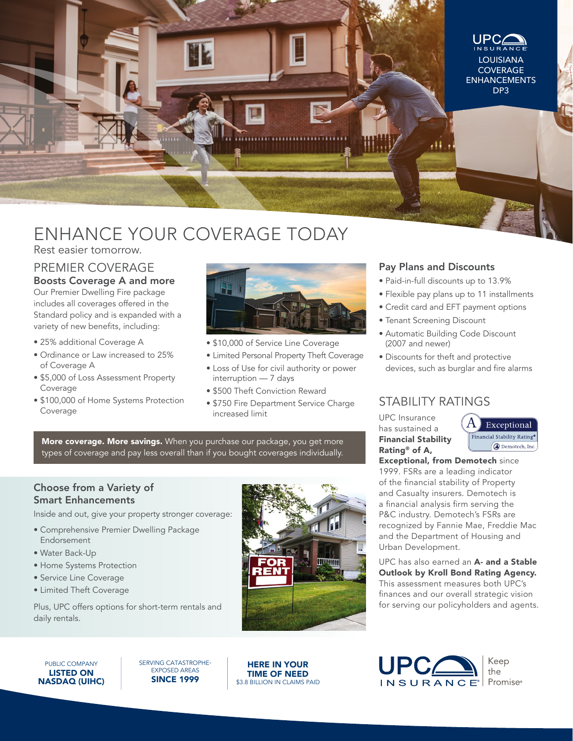UPC INSURANCE

LOUISIANA COVERAGE ENHANCEMENTS DP3

# ENHANCE YOUR COVERAGE TODAY

Rest easier tomorrow.

## PREMIER COVERAGE

### Boosts Coverage A and more

Our Premier Dwelling Fire package includes all coverages offered in the Standard policy and is expanded with a variety of new benefits, including:

- 25% additional Coverage A
- Ordinance or Law increased to 25% of Coverage A
- $5,000 of Loss Assessment Property Coverage
- $100,000 of Home Systems Protection Coverage
- $10,000 of Service Line Coverage
- Limited Personal Property Theft Coverage
- Loss of Use for civil authority or power interruption — 7 days
- $500 Theft Conviction Reward
- $750 Fire Department Service Charge increased limit

**More coverage. More savings.** When you purchase our package, you get more types of coverage and pay less overall than if you bought coverages individually.

### Choose from a Variety of Smart Enhancements

Inside and out, give your property stronger coverage:

- Comprehensive Premier Dwelling Package Endorsement
- Water Back-Up
- Home Systems Protection
- Service Line Coverage
- Limited Theft Coverage

Plus, UPC offers options for short-term rentals and daily rentals.

### Pay Plans and Discounts

- Paid-in-full discounts up to 13.9%
- Flexible pay plans up to 11 installments
- Credit card and EFT payment options
- Tenant Screening Discount
- Automatic Building Code Discount (2007 and newer)
- Discounts for theft and protective devices, such as burglar and fire alarms

## STABILITY RATINGS

A Exceptional Financial Stability Rating® Demotech, Inc.

UPC Insurance has sustained a **Financial Stability Rating® of A, Exceptional, from Demotech** since 1999. FSRs are a leading indicator of the financial stability of Property and Casualty insurers. Demotech is a financial analysis firm serving the P&C industry. Demotech's FSRs are recognized by Fannie Mae, Freddie Mac and the Department of Housing and Urban Development.

UPC has also earned an **A- and a Stable Outlook by Kroll Bond Rating Agency.** This assessment measures both UPC's finances and our overall strategic vision for serving our policyholders and agents.

PUBLIC COMPANY **LISTED ON NASDAQ (UIHC)**

SERVING CATASTROPHE-EXPOSED AREAS **SINCE 1999**

**HERE IN YOUR TIME OF NEED** $3.8 BILLION IN CLAIMS PAID

UPC INSURANCE® | Keep the Promise®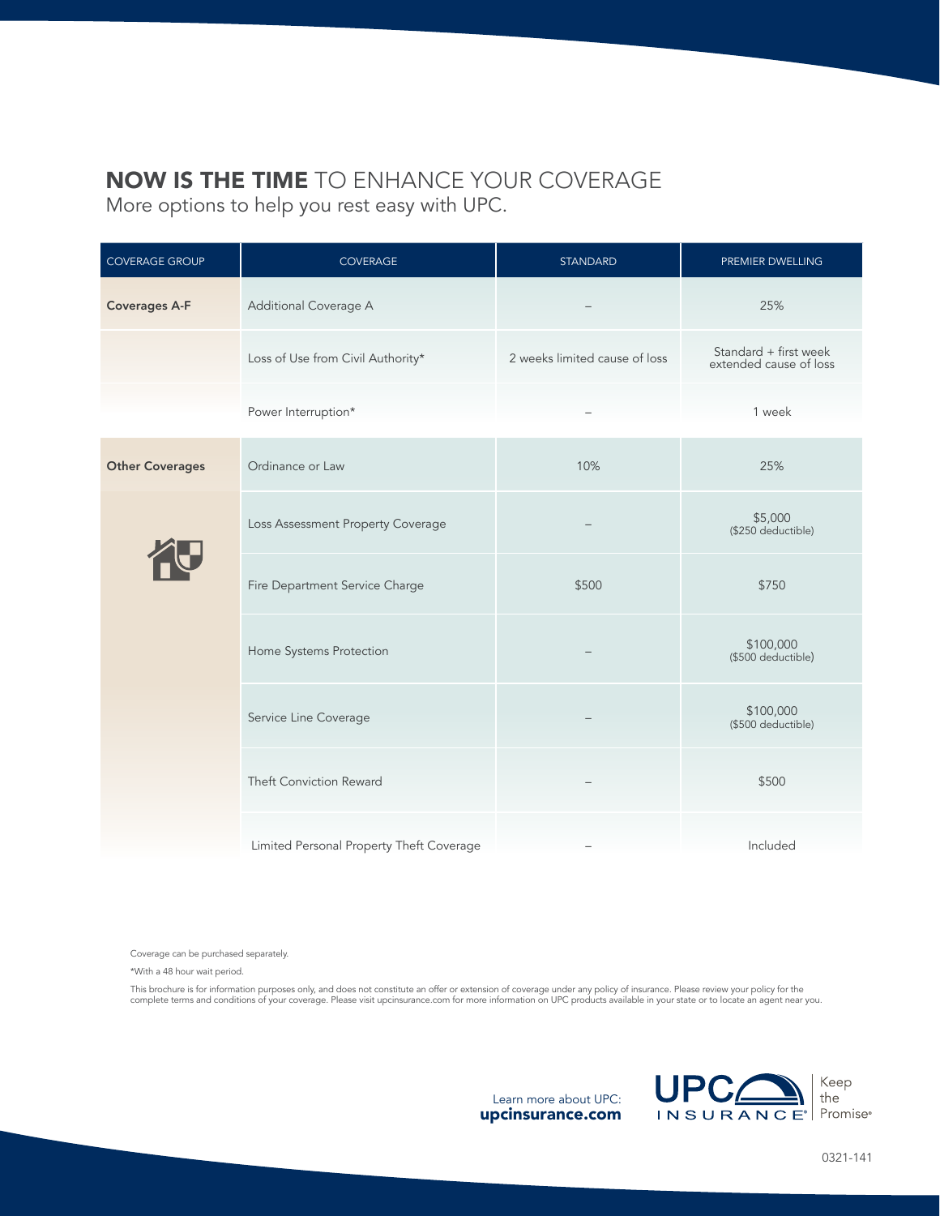## **NOW IS THE TIME** TO ENHANCE YOUR COVERAGE

More options to help you rest easy with UPC.

| COVERAGE GROUP | COVERAGE | STANDARD | PREMIER DWELLING |
|---|---|---|---|
| **Coverages A-F** | Additional Coverage A | – | 25% |
| | Loss of Use from Civil Authority* | 2 weeks limited cause of loss | Standard + first week extended cause of loss |
| | Power Interruption* | – | 1 week |
| **Other Coverages** | Ordinance or Law | 10% | 25% |
| | Loss Assessment Property Coverage | – | $5,000 ($250 deductible) |
| | Fire Department Service Charge | $500 | $750 |
| | Home Systems Protection | – | $100,000 ($500 deductible) |
| | Service Line Coverage | – | $100,000 ($500 deductible) |
| | Theft Conviction Reward | – | $500 |
| | Limited Personal Property Theft Coverage | – | Included |

Coverage can be purchased separately.

*With a 48 hour wait period.

This brochure is for information purposes only, and does not constitute an offer or extension of coverage under any policy of insurance. Please review your policy for the complete terms and conditions of your coverage. Please visit upcinsurance.com for more information on UPC products available in your state or to locate an agent near you.

Learn more about UPC:
**upcinsurance.com**

UPC INSURANCE® Keep the Promise®

0321-141